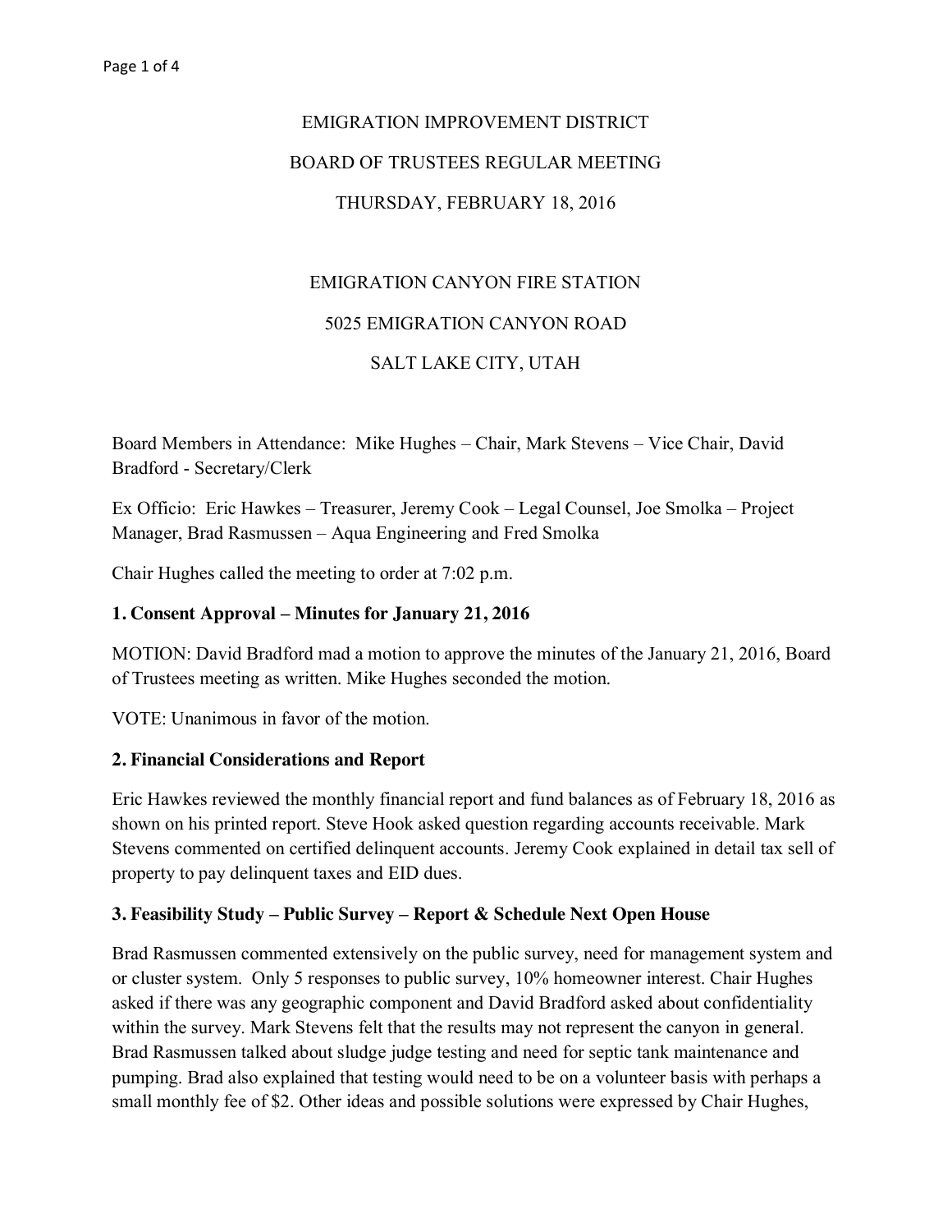EMIGRATION IMPROVEMENT DISTRICT

BOARD OF TRUSTEES REGULAR MEETING

THURSDAY, FEBRUARY 18, 2016

EMIGRATION CANYON FIRE STATION

5025 EMIGRATION CANYON ROAD

SALT LAKE CITY, UTAH

Board Members in Attendance: Mike Hughes – Chair, Mark Stevens – Vice Chair, David Bradford - Secretary/Clerk

Ex Officio: Eric Hawkes – Treasurer, Jeremy Cook – Legal Counsel, Joe Smolka – Project Manager, Brad Rasmussen – Aqua Engineering and Fred Smolka

Chair Hughes called the meeting to order at 7:02 p.m.

**1. Consent Approval – Minutes for January 21, 2016**

MOTION: David Bradford mad a motion to approve the minutes of the January 21, 2016, Board of Trustees meeting as written. Mike Hughes seconded the motion.

VOTE: Unanimous in favor of the motion.

**2. Financial Considerations and Report**

Eric Hawkes reviewed the monthly financial report and fund balances as of February 18, 2016 as shown on his printed report. Steve Hook asked question regarding accounts receivable. Mark Stevens commented on certified delinquent accounts. Jeremy Cook explained in detail tax sell of property to pay delinquent taxes and EID dues.

**3. Feasibility Study – Public Survey – Report & Schedule Next Open House**

Brad Rasmussen commented extensively on the public survey, need for management system and or cluster system. Only 5 responses to public survey, 10% homeowner interest. Chair Hughes asked if there was any geographic component and David Bradford asked about confidentiality within the survey. Mark Stevens felt that the results may not represent the canyon in general. Brad Rasmussen talked about sludge judge testing and need for septic tank maintenance and pumping. Brad also explained that testing would need to be on a volunteer basis with perhaps a small monthly fee of $2. Other ideas and possible solutions were expressed by Chair Hughes,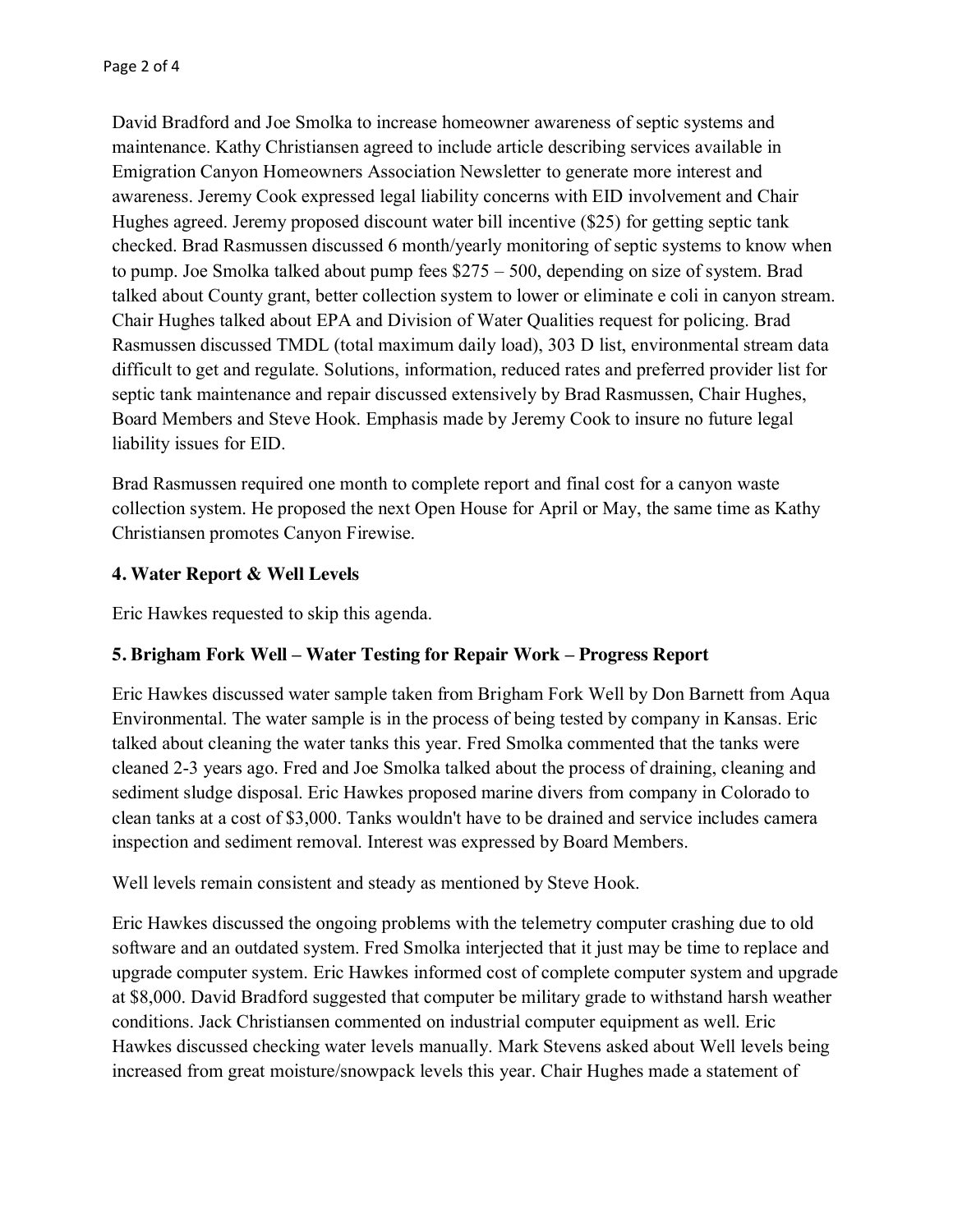David Bradford and Joe Smolka to increase homeowner awareness of septic systems and maintenance. Kathy Christiansen agreed to include article describing services available in Emigration Canyon Homeowners Association Newsletter to generate more interest and awareness. Jeremy Cook expressed legal liability concerns with EID involvement and Chair Hughes agreed. Jeremy proposed discount water bill incentive ($25) for getting septic tank checked. Brad Rasmussen discussed 6 month/yearly monitoring of septic systems to know when to pump. Joe Smolka talked about pump fees $275 – 500, depending on size of system. Brad talked about County grant, better collection system to lower or eliminate e coli in canyon stream. Chair Hughes talked about EPA and Division of Water Qualities request for policing. Brad Rasmussen discussed TMDL (total maximum daily load), 303 D list, environmental stream data difficult to get and regulate. Solutions, information, reduced rates and preferred provider list for septic tank maintenance and repair discussed extensively by Brad Rasmussen, Chair Hughes, Board Members and Steve Hook. Emphasis made by Jeremy Cook to insure no future legal liability issues for EID.

Brad Rasmussen required one month to complete report and final cost for a canyon waste collection system. He proposed the next Open House for April or May, the same time as Kathy Christiansen promotes Canyon Firewise.

### 4. Water Report & Well Levels

Eric Hawkes requested to skip this agenda.

### 5. Brigham Fork Well – Water Testing for Repair Work – Progress Report

Eric Hawkes discussed water sample taken from Brigham Fork Well by Don Barnett from Aqua Environmental. The water sample is in the process of being tested by company in Kansas. Eric talked about cleaning the water tanks this year. Fred Smolka commented that the tanks were cleaned 2-3 years ago. Fred and Joe Smolka talked about the process of draining, cleaning and sediment sludge disposal. Eric Hawkes proposed marine divers from company in Colorado to clean tanks at a cost of $3,000. Tanks wouldn't have to be drained and service includes camera inspection and sediment removal. Interest was expressed by Board Members.

Well levels remain consistent and steady as mentioned by Steve Hook.

Eric Hawkes discussed the ongoing problems with the telemetry computer crashing due to old software and an outdated system. Fred Smolka interjected that it just may be time to replace and upgrade computer system. Eric Hawkes informed cost of complete computer system and upgrade at $8,000. David Bradford suggested that computer be military grade to withstand harsh weather conditions. Jack Christiansen commented on industrial computer equipment as well. Eric Hawkes discussed checking water levels manually. Mark Stevens asked about Well levels being increased from great moisture/snowpack levels this year. Chair Hughes made a statement of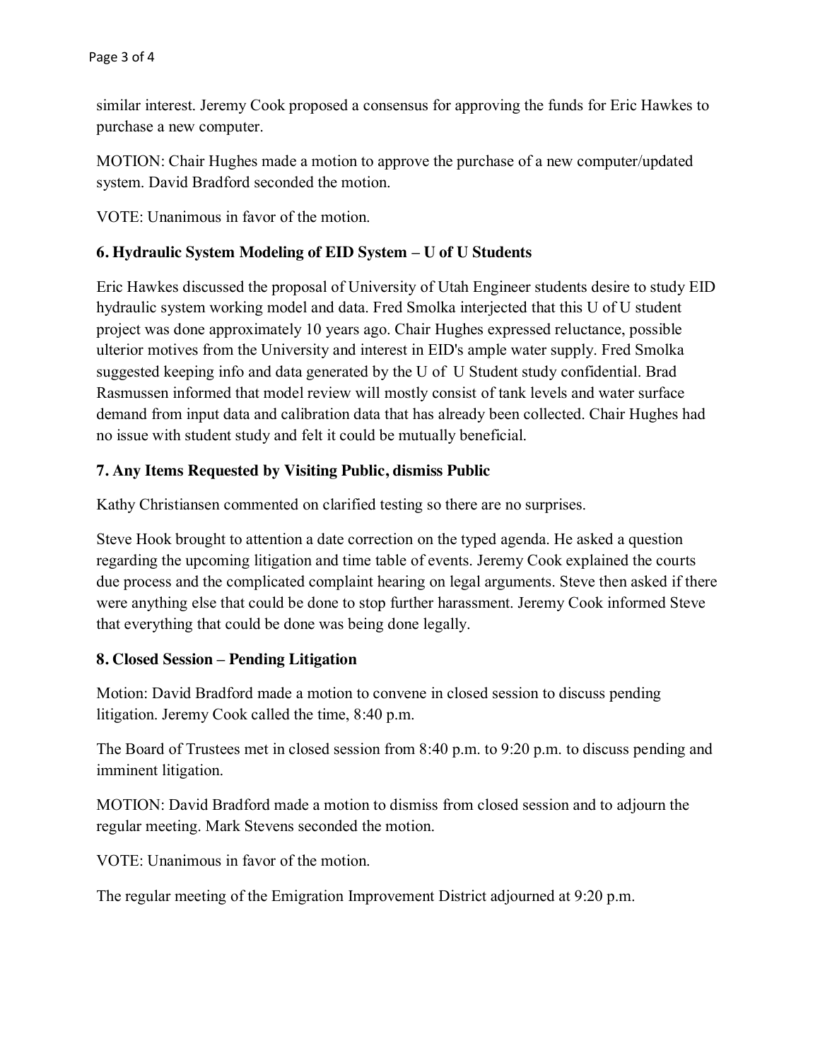similar interest. Jeremy Cook proposed a consensus for approving the funds for Eric Hawkes to purchase a new computer.

MOTION: Chair Hughes made a motion to approve the purchase of a new computer/updated system. David Bradford seconded the motion.

VOTE: Unanimous in favor of the motion.

### 6. Hydraulic System Modeling of EID System – U of U Students

Eric Hawkes discussed the proposal of University of Utah Engineer students desire to study EID hydraulic system working model and data. Fred Smolka interjected that this U of U student project was done approximately 10 years ago. Chair Hughes expressed reluctance, possible ulterior motives from the University and interest in EID's ample water supply. Fred Smolka suggested keeping info and data generated by the U of U Student study confidential. Brad Rasmussen informed that model review will mostly consist of tank levels and water surface demand from input data and calibration data that has already been collected. Chair Hughes had no issue with student study and felt it could be mutually beneficial.

### 7. Any Items Requested by Visiting Public, dismiss Public

Kathy Christiansen commented on clarified testing so there are no surprises.

Steve Hook brought to attention a date correction on the typed agenda. He asked a question regarding the upcoming litigation and time table of events. Jeremy Cook explained the courts due process and the complicated complaint hearing on legal arguments. Steve then asked if there were anything else that could be done to stop further harassment. Jeremy Cook informed Steve that everything that could be done was being done legally.

### 8. Closed Session – Pending Litigation

Motion: David Bradford made a motion to convene in closed session to discuss pending litigation. Jeremy Cook called the time, 8:40 p.m.

The Board of Trustees met in closed session from 8:40 p.m. to 9:20 p.m. to discuss pending and imminent litigation.

MOTION: David Bradford made a motion to dismiss from closed session and to adjourn the regular meeting. Mark Stevens seconded the motion.

VOTE: Unanimous in favor of the motion.

The regular meeting of the Emigration Improvement District adjourned at 9:20 p.m.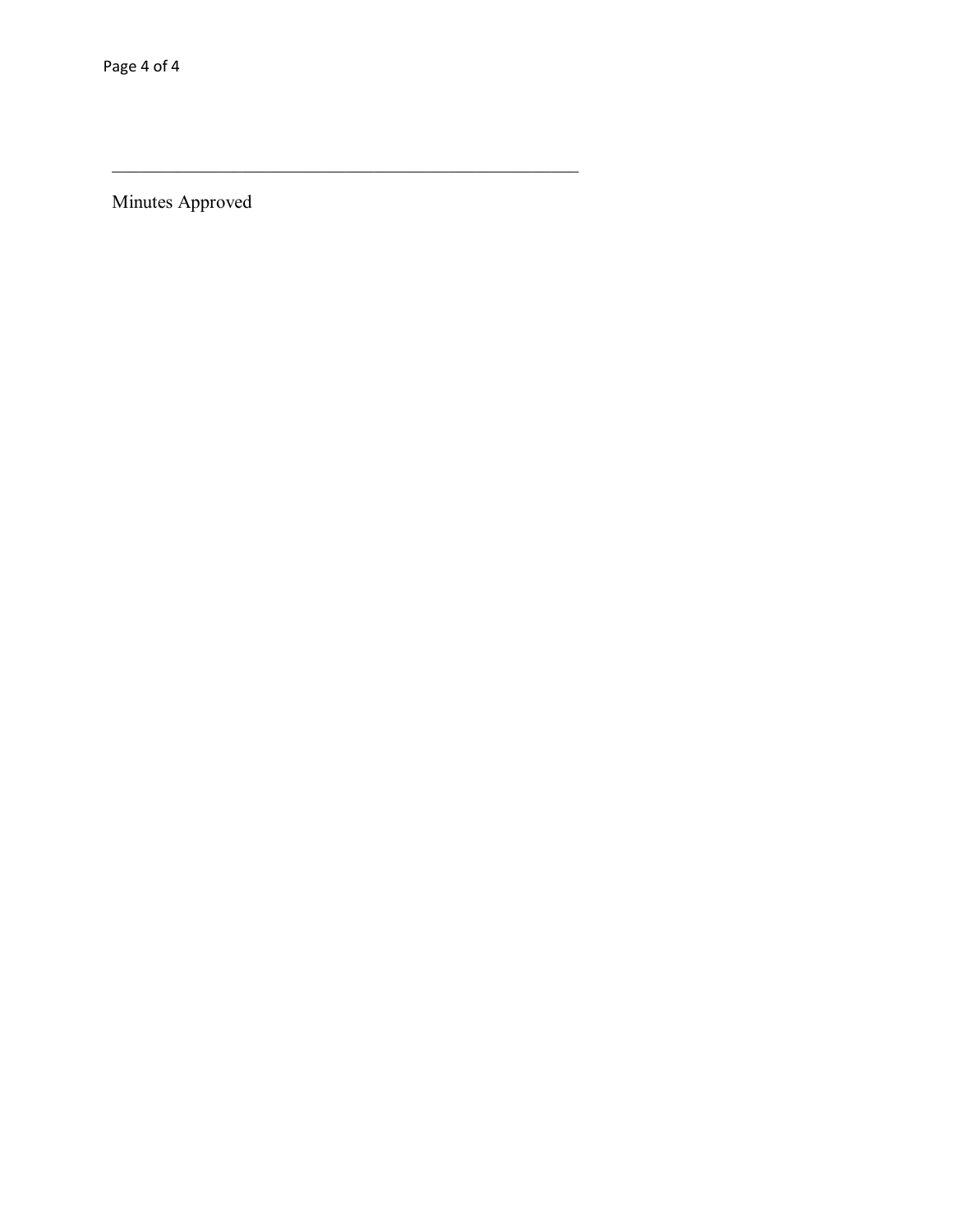\_\_\_\_\_\_\_\_\_\_\_\_\_\_\_\_\_\_\_\_\_\_\_\_\_\_\_\_\_\_\_\_\_\_\_\_\_\_\_\_\_\_\_\_\_\_\_\_\_\_\_\_

Minutes Approved